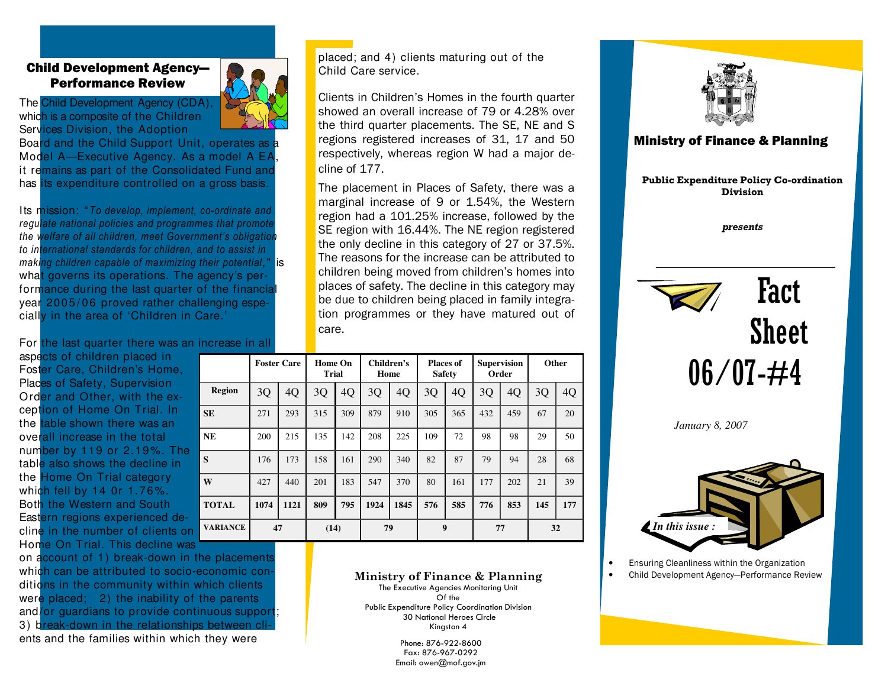## Child Development Agency—Performance Review

The Child Development Agency (CDA), which is a composite of the Children Services Division, the Adoption Board and the Child Support Unit, operates as a Model A—Executive Agency. As a model A EA, it remains as part of the Consolidated Fund and has its expenditure controlled on a gross basis.

Its mission: "*To develop, implement, co-ordinate and regulate national policies and programmes that promote the welfare of all children, meet Government's obligation to international standards for children, and to assist in making children capable of maximizing their potential*," is what governs its operations. The agency's performance during the last quarter of the financial year 2005/06 proved rather challenging especially in the area of 'Children in Care.'

For the last quarter there was an increase in all aspects of children placed in Foster Care, Children's Home, Places of Safety, Supervision Order and Other, with the exception of Home On Trial. In the table shown there was an overall increase in the total number by 119 or 2.19%. The table also shows the decline in the Home On Trial category which fell by 14 0r 1.76%. Both the Western and South Eastern regions experienced decline in the number of clients on Home On Trial. This decline was on account of 1) break-down in the placements which can be attributed to socio-economic conditions in the community within which clients were placed; 2) the inability of the parents and/or guardians to provide continuous support; 3) break-down in the relationships between clients and the families within which they were placed; and 4) clients maturing out of the Child Care service.

Clients in Children's Homes in the fourth quarter showed an overall increase of 79 or 4.28% over the third quarter placements. The SE, NE and S regions registered increases of 31, 17 and 50 respectively, whereas region W had a major decline of 177.

The placement in Places of Safety, there was a marginal increase of 9 or 1.54%, the Western region had a 101.25% increase, followed by the SE region with 16.44%. The NE region registered the only decline in this category of 27 or 37.5%. The reasons for the increase can be attributed to children being moved from children's homes into places of safety. The decline in this category may be due to children being placed in family integration programmes or they have matured out of care.

| | Foster Care | | Home On Trial | | Children's Home | | Places of Safety | | Supervision Order | | Other | |
|---|---|---|---|---|---|---|---|---|---|---|---|---|
| **Region** | 3Q | 4Q | 3Q | 4Q | 3Q | 4Q | 3Q | 4Q | 3Q | 4Q | 3Q | 4Q |
| **SE** | 271 | 293 | 315 | 309 | 879 | 910 | 305 | 365 | 432 | 459 | 67 | 20 |
| **NE** | 200 | 215 | 135 | 142 | 208 | 225 | 109 | 72 | 98 | 98 | 29 | 50 |
| **S** | 176 | 173 | 158 | 161 | 290 | 340 | 82 | 87 | 79 | 94 | 28 | 68 |
| **W** | 427 | 440 | 201 | 183 | 547 | 370 | 80 | 161 | 177 | 202 | 21 | 39 |
| **TOTAL** | **1074** | **1121** | **809** | **795** | **1924** | **1845** | **576** | **585** | **776** | **853** | **145** | **177** |
| **VARIANCE** | 47 | | (14) | | 79 | | 9 | | 77 | | 32 | |

**Ministry of Finance & Planning**
The Executive Agencies Monitoring Unit
Of the
Public Expenditure Policy Coordination Division
30 National Heroes Circle
Kingston 4

Phone: 876-922-8600
Fax: 876-967-0292
Email: owen@mof.gov.jm

## Ministry of Finance & Planning

**Public Expenditure Policy Co-ordination Division**

***presents***

# Fact Sheet 06/07-#4

*January 8, 2007*

***In this issue :***

- Ensuring Cleanliness within the Organization
- Child Development Agency—Performance Review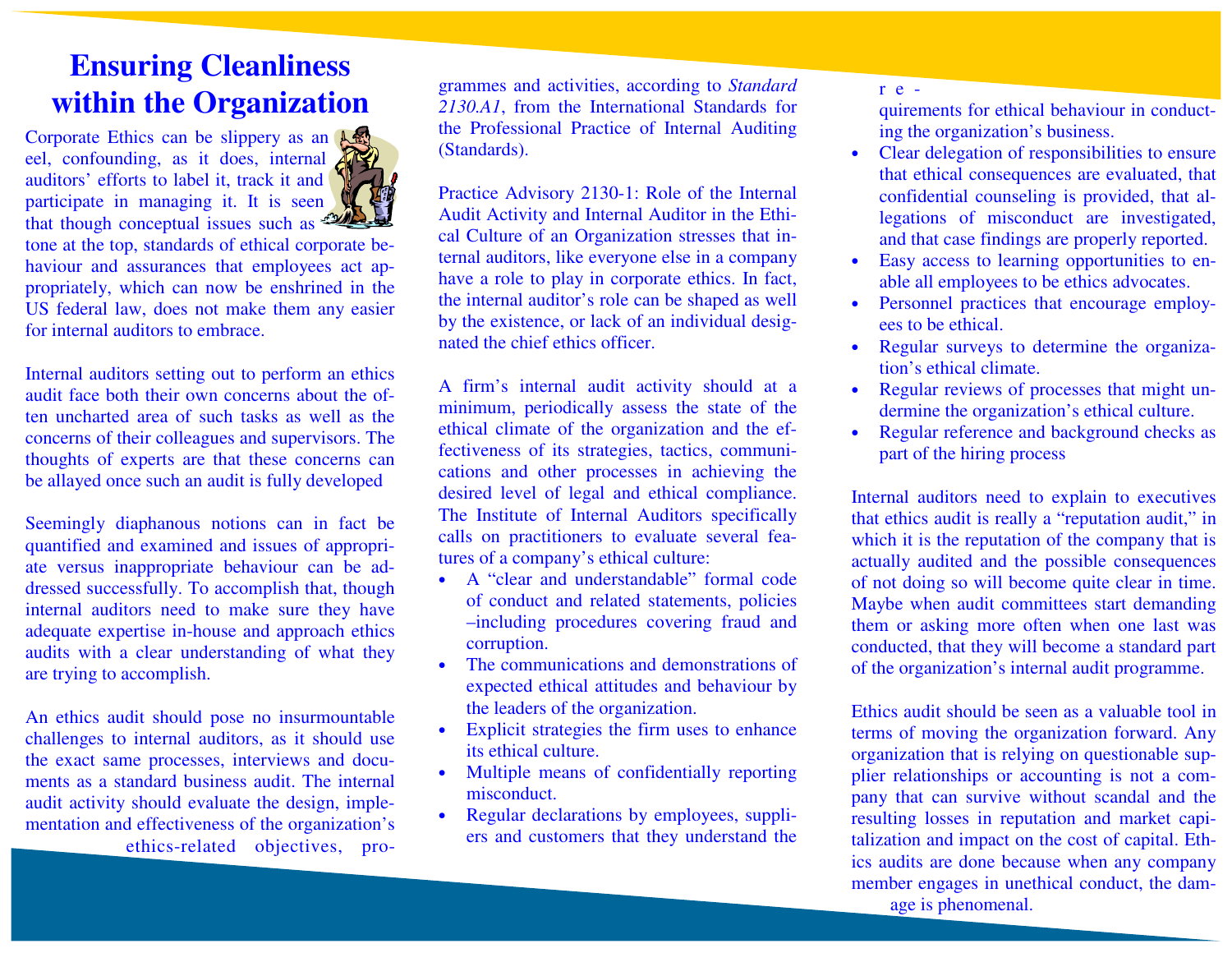# Ensuring Cleanliness within the Organization

Corporate Ethics can be slippery as an eel, confounding, as it does, internal auditors' efforts to label it, track it and participate in managing it. It is seen that though conceptual issues such as tone at the top, standards of ethical corporate behaviour and assurances that employees act appropriately, which can now be enshrined in the US federal law, does not make them any easier for internal auditors to embrace.

Internal auditors setting out to perform an ethics audit face both their own concerns about the often uncharted area of such tasks as well as the concerns of their colleagues and supervisors. The thoughts of experts are that these concerns can be allayed once such an audit is fully developed

Seemingly diaphanous notions can in fact be quantified and examined and issues of appropriate versus inappropriate behaviour can be addressed successfully. To accomplish that, though internal auditors need to make sure they have adequate expertise in-house and approach ethics audits with a clear understanding of what they are trying to accomplish.

An ethics audit should pose no insurmountable challenges to internal auditors, as it should use the exact same processes, interviews and documents as a standard business audit. The internal audit activity should evaluate the design, implementation and effectiveness of the organization's ethics-related objectives, programmes and activities, according to *Standard 2130.A1*, from the International Standards for the Professional Practice of Internal Auditing (Standards).

Practice Advisory 2130-1: Role of the Internal Audit Activity and Internal Auditor in the Ethical Culture of an Organization stresses that internal auditors, like everyone else in a company have a role to play in corporate ethics. In fact, the internal auditor's role can be shaped as well by the existence, or lack of an individual designated the chief ethics officer.

A firm's internal audit activity should at a minimum, periodically assess the state of the ethical climate of the organization and the effectiveness of its strategies, tactics, communications and other processes in achieving the desired level of legal and ethical compliance. The Institute of Internal Auditors specifically calls on practitioners to evaluate several features of a company's ethical culture:

- A "clear and understandable" formal code of conduct and related statements, policies –including procedures covering fraud and corruption.
- The communications and demonstrations of expected ethical attitudes and behaviour by the leaders of the organization.
- Explicit strategies the firm uses to enhance its ethical culture.
- Multiple means of confidentially reporting misconduct.
- Regular declarations by employees, suppliers and customers that they understand the requirements for ethical behaviour in conducting the organization's business.
- Clear delegation of responsibilities to ensure that ethical consequences are evaluated, that confidential counseling is provided, that allegations of misconduct are investigated, and that case findings are properly reported.
- Easy access to learning opportunities to enable all employees to be ethics advocates.
- Personnel practices that encourage employees to be ethical.
- Regular surveys to determine the organization's ethical climate.
- Regular reviews of processes that might undermine the organization's ethical culture.
- Regular reference and background checks as part of the hiring process

Internal auditors need to explain to executives that ethics audit is really a "reputation audit," in which it is the reputation of the company that is actually audited and the possible consequences of not doing so will become quite clear in time. Maybe when audit committees start demanding them or asking more often when one last was conducted, that they will become a standard part of the organization's internal audit programme.

Ethics audit should be seen as a valuable tool in terms of moving the organization forward. Any organization that is relying on questionable supplier relationships or accounting is not a company that can survive without scandal and the resulting losses in reputation and market capitalization and impact on the cost of capital. Ethics audits are done because when any company member engages in unethical conduct, the damage is phenomenal.